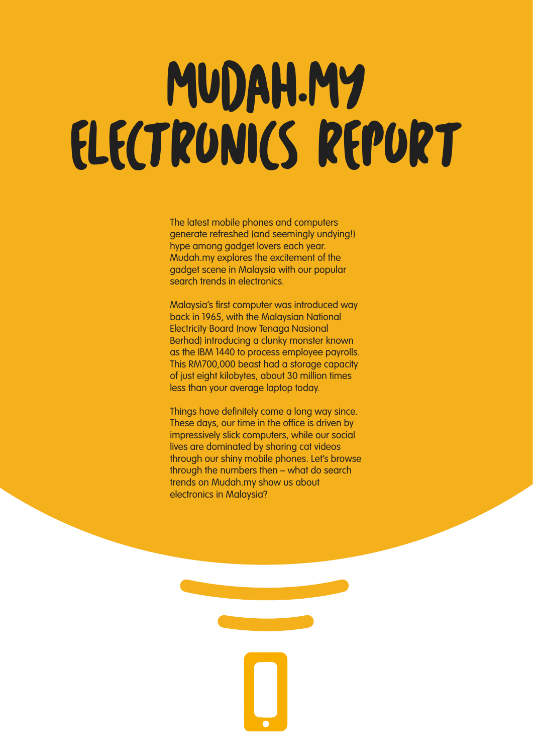# MUDAH.MY ELECTRONICS REPORT

The latest mobile phones and computers generate refreshed (and seemingly undying!) hype among gadget lovers each year. Mudah.my explores the excitement of the gadget scene in Malaysia with our popular search trends in electronics.

Malaysia's first computer was introduced way back in 1965, with the Malaysian National Electricity Board (now Tenaga Nasional Berhad) introducing a clunky monster known as the IBM 1440 to process employee payrolls. This RM700,000 beast had a storage capacity of just eight kilobytes, about 30 million times less than your average laptop today.

Things have definitely come a long way since. These days, our time in the office is driven by impressively slick computers, while our social lives are dominated by sharing cat videos through our shiny mobile phones. Let's browse through the numbers then – what do search trends on Mudah.my show us about electronics in Malaysia?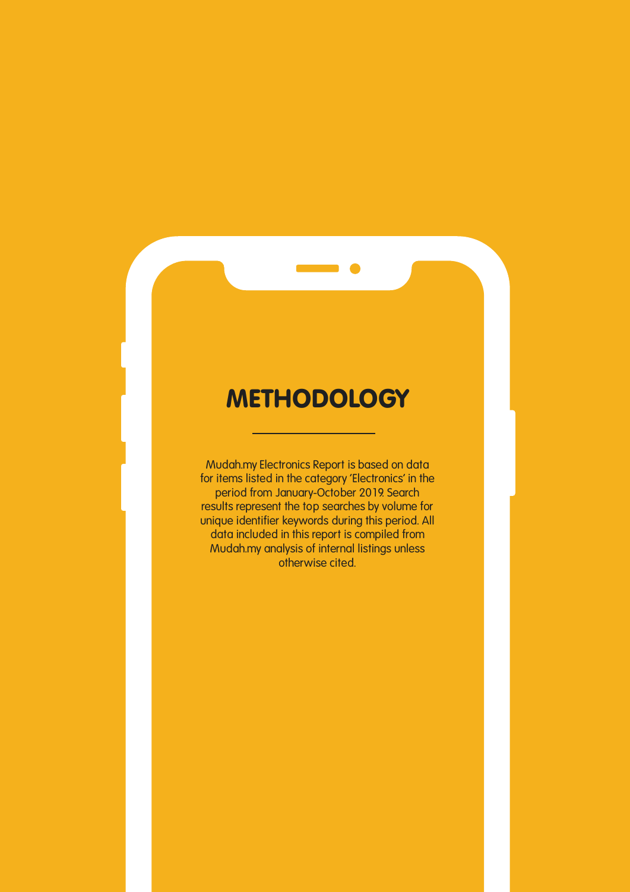# METHODOLOGY

Mudah.my Electronics Report is based on data for items listed in the category 'Electronics' in the period from January-October 2019. Search results represent the top searches by volume for unique identifier keywords during this period. All data included in this report is compiled from Mudah.my analysis of internal listings unless otherwise cited.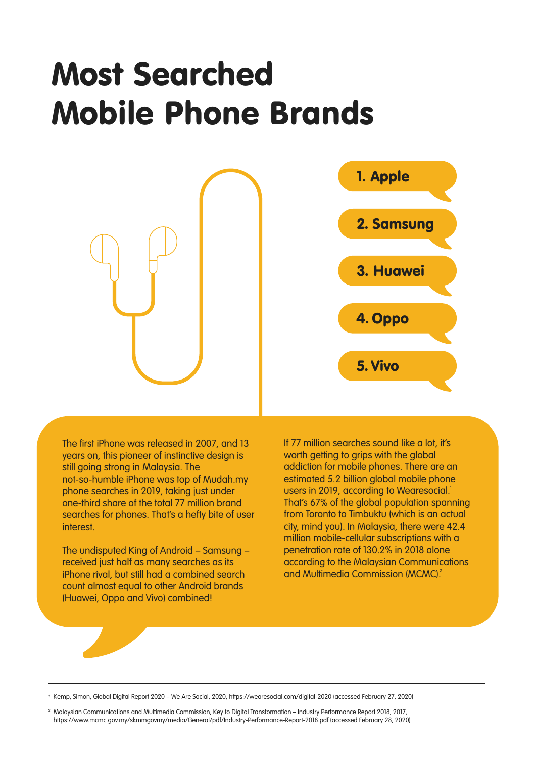# Most Searched Mobile Phone Brands

1. Apple
2. Samsung
3. Huawei
4. Oppo
5. Vivo

The first iPhone was released in 2007, and 13 years on, this pioneer of instinctive design is still going strong in Malaysia. The not-so-humble iPhone was top of Mudah.my phone searches in 2019, taking just under one-third share of the total 77 million brand searches for phones. That's a hefty bite of user interest.

The undisputed King of Android – Samsung – received just half as many searches as its iPhone rival, but still had a combined search count almost equal to other Android brands (Huawei, Oppo and Vivo) combined!

If 77 million searches sound like a lot, it's worth getting to grips with the global addiction for mobile phones. There are an estimated 5.2 billion global mobile phone users in 2019, according to Wearesocial.[1] That's 67% of the global population spanning from Toronto to Timbuktu (which is an actual city, mind you). In Malaysia, there were 42.4 million mobile-cellular subscriptions with a penetration rate of 130.2% in 2018 alone according to the Malaysian Communications and Multimedia Commission (MCMC).[2]

---

[1] Kemp, Simon, Global Digital Report 2020 – We Are Social, 2020, https://wearesocial.com/digital-2020 (accessed February 27, 2020)

[2] Malaysian Communications and Multimedia Commission, Key to Digital Transformation – Industry Performance Report 2018, 2017, https://www.mcmc.gov.my/skmmgovmy/media/General/pdf/Industry-Performance-Report-2018.pdf (accessed February 28, 2020)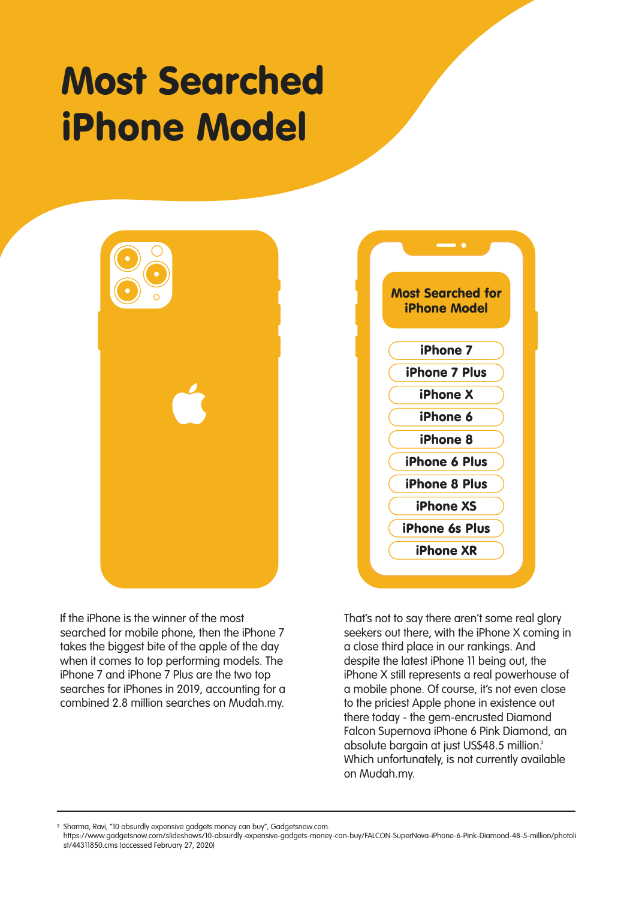# Most Searched iPhone Model

**Most Searched for iPhone Model**

- iPhone 7
- iPhone 7 Plus
- iPhone X
- iPhone 6
- iPhone 8
- iPhone 6 Plus
- iPhone 8 Plus
- iPhone XS
- iPhone 6s Plus
- iPhone XR

If the iPhone is the winner of the most searched for mobile phone, then the iPhone 7 takes the biggest bite of the apple of the day when it comes to top performing models. The iPhone 7 and iPhone 7 Plus are the two top searches for iPhones in 2019, accounting for a combined 2.8 million searches on Mudah.my.

That's not to say there aren't some real glory seekers out there, with the iPhone X coming in a close third place in our rankings. And despite the latest iPhone 11 being out, the iPhone X still represents a real powerhouse of a mobile phone. Of course, it's not even close to the priciest Apple phone in existence out there today - the gem-encrusted Diamond Falcon Supernova iPhone 6 Pink Diamond, an absolute bargain at just US$48.5 million.[3] Which unfortunately, is not currently available on Mudah.my.

---

[3] Sharma, Ravi, "10 absurdly expensive gadgets money can buy", Gadgetsnow.com. https://www.gadgetsnow.com/slideshows/10-absurdly-expensive-gadgets-money-can-buy/FALCON-SuperNova-iPhone-6-Pink-Diamond-48-5-million/photolist/44311850.cms (accessed February 27, 2020)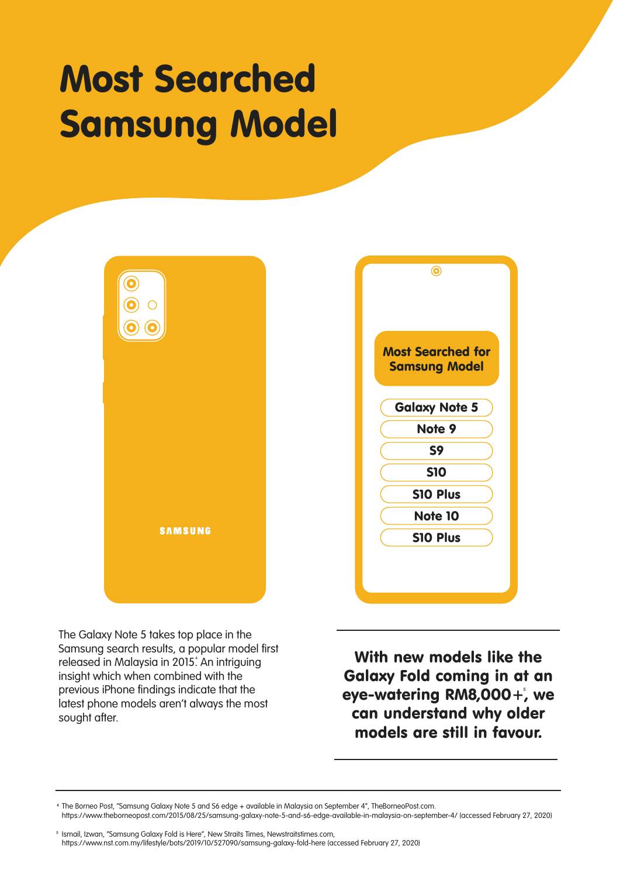# Most Searched Samsung Model

SAMSUNG

**Most Searched for Samsung Model**

- Galaxy Note 5
- Note 9
- S9
- S10
- S10 Plus
- Note 10
- S10 Plus

The Galaxy Note 5 takes top place in the Samsung search results, a popular model first released in Malaysia in 2015.[4] An intriguing insight which when combined with the previous iPhone findings indicate that the latest phone models aren't always the most sought after.

**With new models like the Galaxy Fold coming in at an eye-watering RM8,000+[5], we can understand why older models are still in favour.**

---

[4] The Borneo Post, "Samsung Galaxy Note 5 and S6 edge + available in Malaysia on September 4", TheBorneoPost.com. https://www.theborneopost.com/2015/08/25/samsung-galaxy-note-5-and-s6-edge-available-in-malaysia-on-september-4/ (accessed February 27, 2020)

[5] Ismail, Izwan, "Samsung Galaxy Fold is Here", New Straits Times, Newstraitstimes.com, https://www.nst.com.my/lifestyle/bots/2019/10/527090/samsung-galaxy-fold-here (accessed February 27, 2020)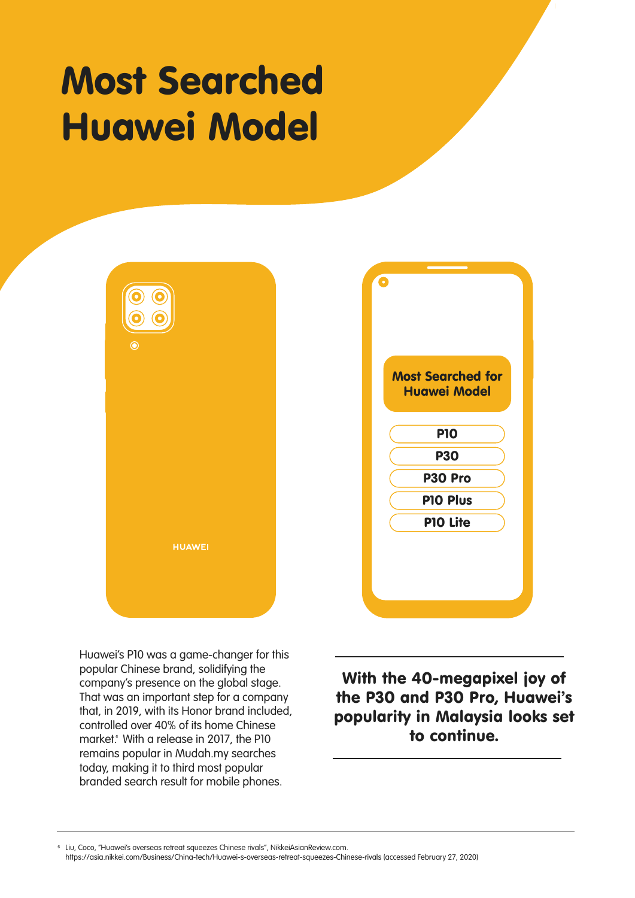# Most Searched Huawei Model

**Most Searched for Huawei Model**

- P10
- P30
- P30 Pro
- P10 Plus
- P10 Lite

Huawei's P10 was a game-changer for this popular Chinese brand, solidifying the company's presence on the global stage. That was an important step for a company that, in 2019, with its Honor brand included, controlled over 40% of its home Chinese market.[6] With a release in 2017, the P10 remains popular in Mudah.my searches today, making it to third most popular branded search result for mobile phones.

**With the 40-megapixel joy of the P30 and P30 Pro, Huawei's popularity in Malaysia looks set to continue.**

---

[6] Liu, Coco, "Huawei's overseas retreat squeezes Chinese rivals", NikkeiAsianReview.com. https://asia.nikkei.com/Business/China-tech/Huawei-s-overseas-retreat-squeezes-Chinese-rivals (accessed February 27, 2020)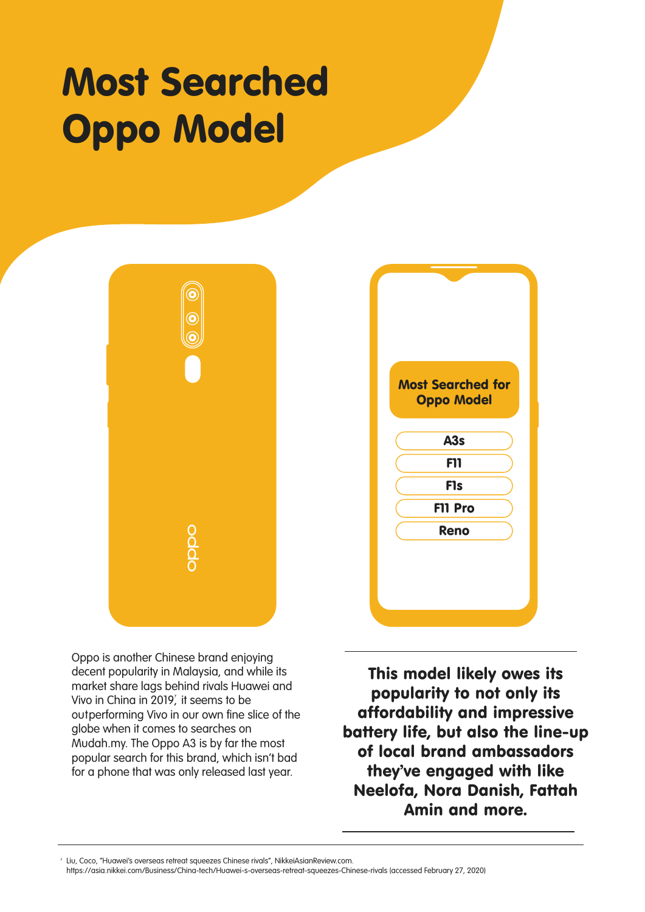# Most Searched Oppo Model

**Most Searched for Oppo Model**

- A3s
- F11
- F1s
- F11 Pro
- Reno

Oppo is another Chinese brand enjoying decent popularity in Malaysia, and while its market share lags behind rivals Huawei and Vivo in China in 2019[1], it seems to be outperforming Vivo in our own fine slice of the globe when it comes to searches on Mudah.my. The Oppo A3 is by far the most popular search for this brand, which isn't bad for a phone that was only released last year.

**This model likely owes its popularity to not only its affordability and impressive battery life, but also the line-up of local brand ambassadors they've engaged with like Neelofa, Nora Danish, Fattah Amin and more.**

---

[1] Liu, Coco, "Huawei's overseas retreat squeezes Chinese rivals", NikkeiAsianReview.com. https://asia.nikkei.com/Business/China-tech/Huawei-s-overseas-retreat-squeezes-Chinese-rivals (accessed February 27, 2020)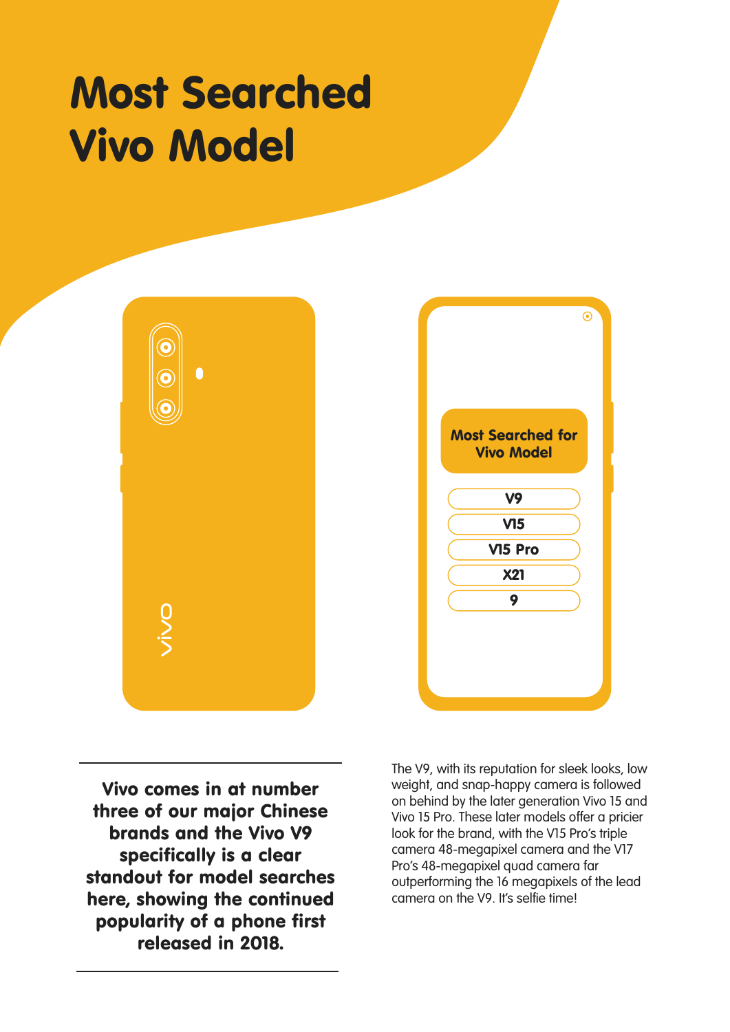# Most Searched Vivo Model

vivo

**Most Searched for Vivo Model**

- V9
- V15
- V15 Pro
- X21
- 9

**Vivo comes in at number three of our major Chinese brands and the Vivo V9 specifically is a clear standout for model searches here, showing the continued popularity of a phone first released in 2018.**

The V9, with its reputation for sleek looks, low weight, and snap-happy camera is followed on behind by the later generation Vivo 15 and Vivo 15 Pro. These later models offer a pricier look for the brand, with the V15 Pro's triple camera 48-megapixel camera and the V17 Pro's 48-megapixel quad camera far outperforming the 16 megapixels of the lead camera on the V9. It's selfie time!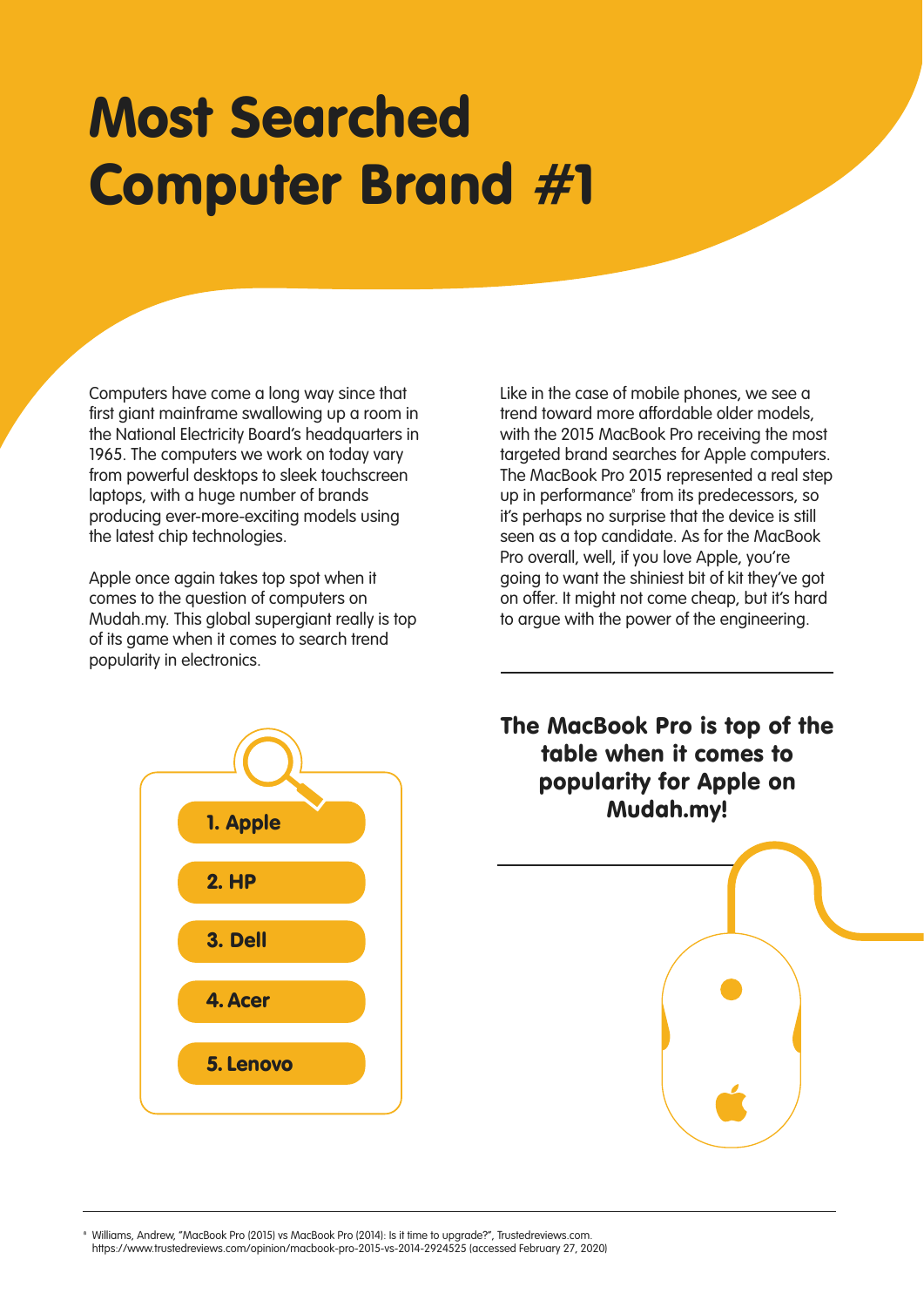# Most Searched Computer Brand #1

Computers have come a long way since that first giant mainframe swallowing up a room in the National Electricity Board's headquarters in 1965. The computers we work on today vary from powerful desktops to sleek touchscreen laptops, with a huge number of brands producing ever-more-exciting models using the latest chip technologies.

Apple once again takes top spot when it comes to the question of computers on Mudah.my. This global supergiant really is top of its game when it comes to search trend popularity in electronics.

Like in the case of mobile phones, we see a trend toward more affordable older models, with the 2015 MacBook Pro receiving the most targeted brand searches for Apple computers. The MacBook Pro 2015 represented a real step up in performance[6] from its predecessors, so it's perhaps no surprise that the device is still seen as a top candidate. As for the MacBook Pro overall, well, if you love Apple, you're going to want the shiniest bit of kit they've got on offer. It might not come cheap, but it's hard to argue with the power of the engineering.

1. Apple
2. HP
3. Dell
4. Acer
5. Lenovo

**The MacBook Pro is top of the table when it comes to popularity for Apple on Mudah.my!**

[6] Williams, Andrew, "MacBook Pro (2015) vs MacBook Pro (2014): Is it time to upgrade?", Trustedreviews.com. https://www.trustedreviews.com/opinion/macbook-pro-2015-vs-2014-2924525 (accessed February 27, 2020)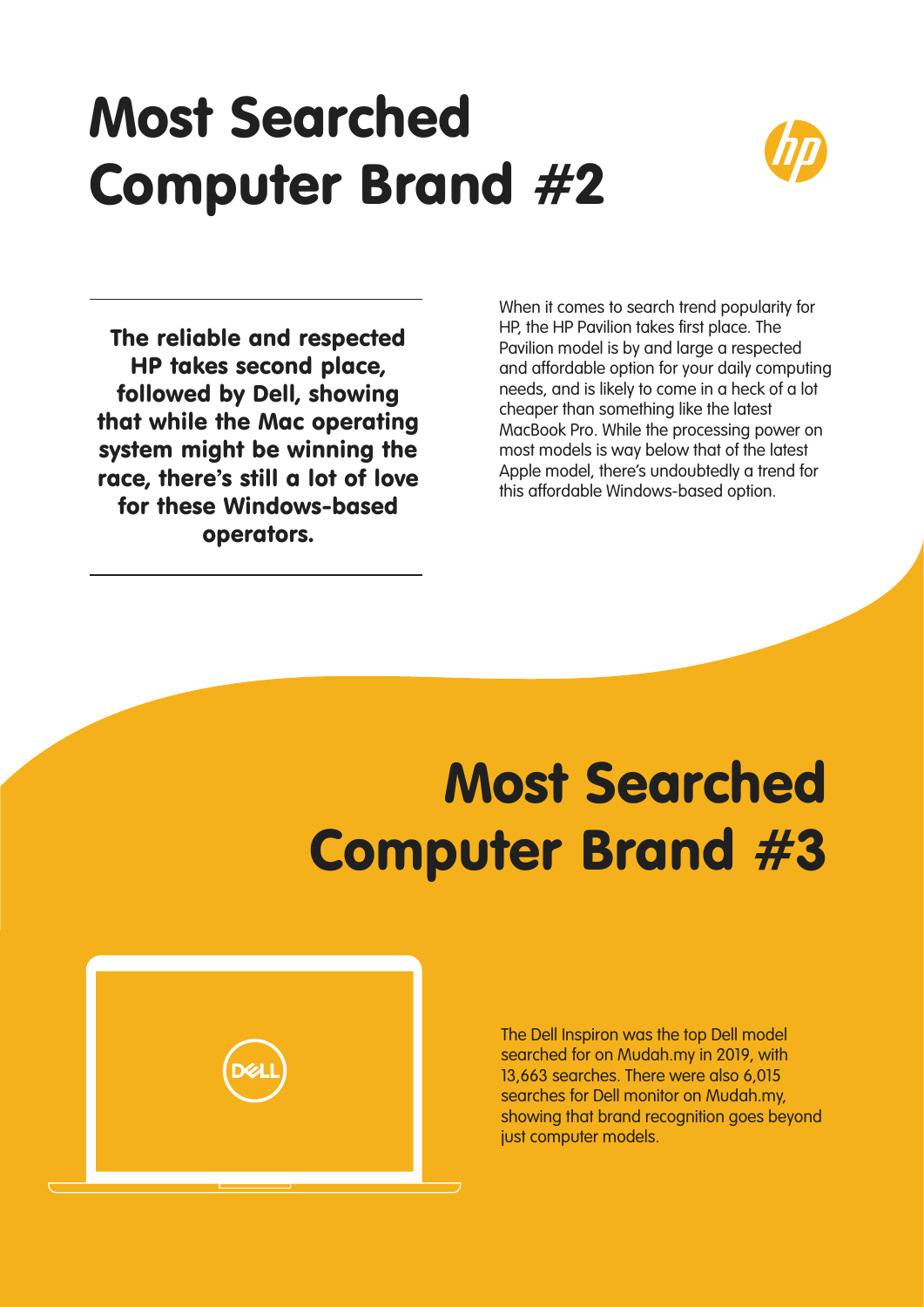# Most Searched Computer Brand #2

**The reliable and respected HP takes second place, followed by Dell, showing that while the Mac operating system might be winning the race, there's still a lot of love for these Windows-based operators.**

When it comes to search trend popularity for HP, the HP Pavilion takes first place. The Pavilion model is by and large a respected and affordable option for your daily computing needs, and is likely to come in a heck of a lot cheaper than something like the latest MacBook Pro. While the processing power on most models is way below that of the latest Apple model, there's undoubtedly a trend for this affordable Windows-based option.

# Most Searched Computer Brand #3

The Dell Inspiron was the top Dell model searched for on Mudah.my in 2019, with 13,663 searches. There were also 6,015 searches for Dell monitor on Mudah.my, showing that brand recognition goes beyond just computer models.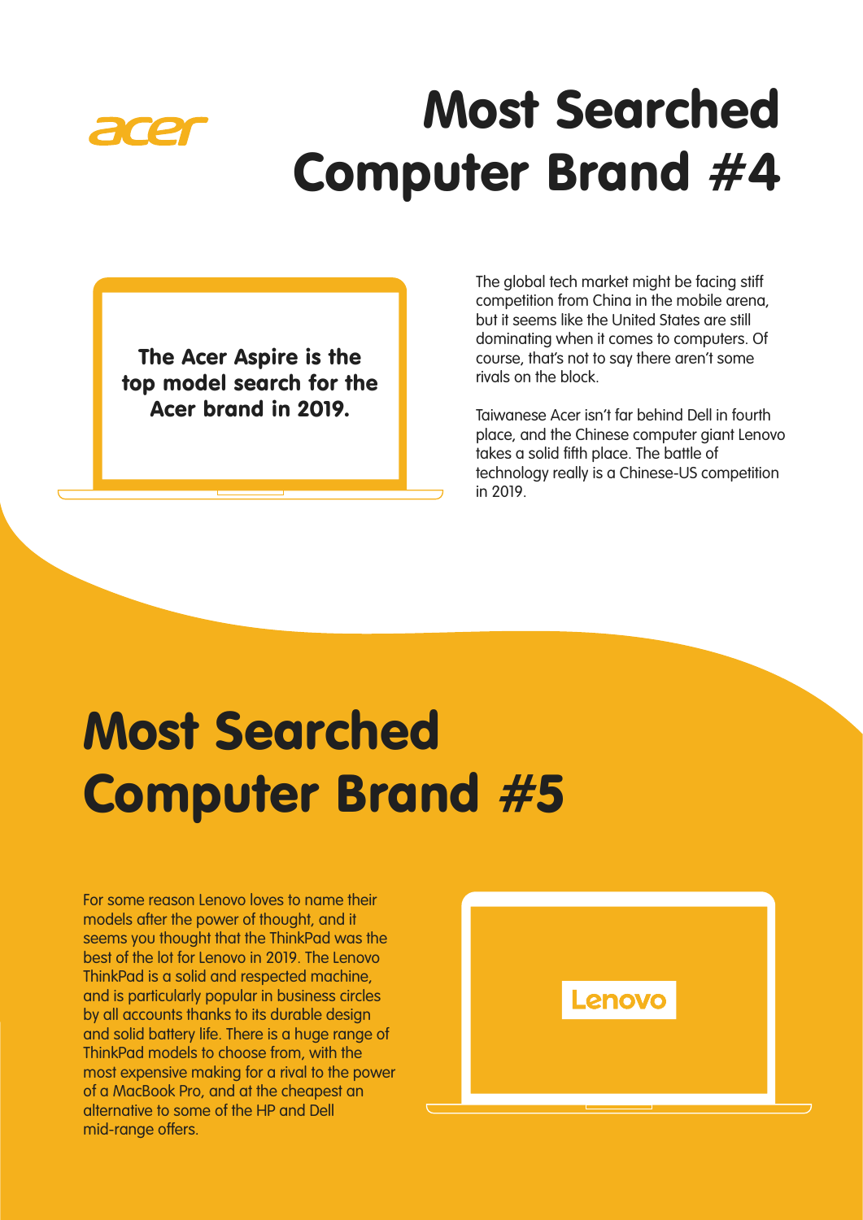acer

# Most Searched Computer Brand #4

**The Acer Aspire is the top model search for the Acer brand in 2019.**

The global tech market might be facing stiff competition from China in the mobile arena, but it seems like the United States are still dominating when it comes to computers. Of course, that's not to say there aren't some rivals on the block.

Taiwanese Acer isn't far behind Dell in fourth place, and the Chinese computer giant Lenovo takes a solid fifth place. The battle of technology really is a Chinese-US competition in 2019.

# Most Searched Computer Brand #5

For some reason Lenovo loves to name their models after the power of thought, and it seems you thought that the ThinkPad was the best of the lot for Lenovo in 2019. The Lenovo ThinkPad is a solid and respected machine, and is particularly popular in business circles by all accounts thanks to its durable design and solid battery life. There is a huge range of ThinkPad models to choose from, with the most expensive making for a rival to the power of a MacBook Pro, and at the cheapest an alternative to some of the HP and Dell mid-range offers.

Lenovo